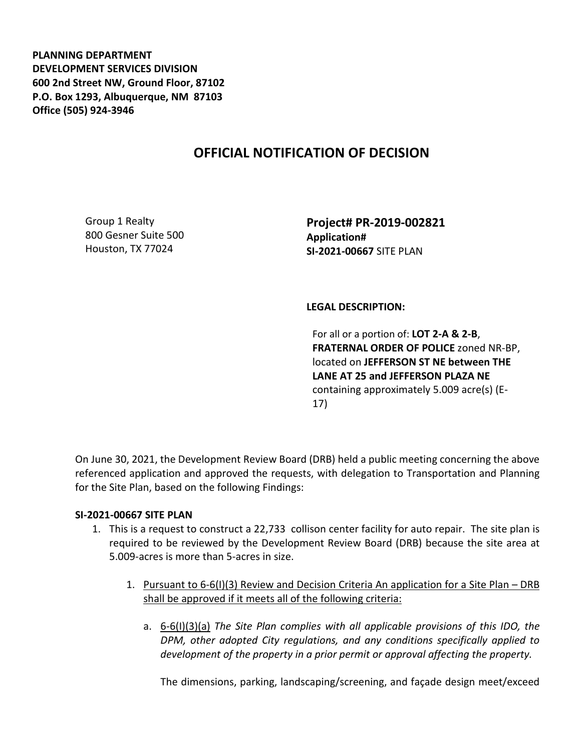**PLANNING DEPARTMENT**
**DEVELOPMENT SERVICES DIVISION**
**600 2nd Street NW, Ground Floor, 87102**
**P.O. Box 1293, Albuquerque, NM 87103**
**Office (505) 924-3946**

# OFFICIAL NOTIFICATION OF DECISION

Group 1 Realty
800 Gesner Suite 500
Houston, TX 77024

**Project# PR-2019-002821**
**Application#**
**SI-2021-00667** SITE PLAN

**LEGAL DESCRIPTION:**

For all or a portion of: **LOT 2-A & 2-B**, **FRATERNAL ORDER OF POLICE** zoned NR-BP, located on **JEFFERSON ST NE between THE LANE AT 25 and JEFFERSON PLAZA NE** containing approximately 5.009 acre(s) (E-17)

On June 30, 2021, the Development Review Board (DRB) held a public meeting concerning the above referenced application and approved the requests, with delegation to Transportation and Planning for the Site Plan, based on the following Findings:

**SI-2021-00667 SITE PLAN**

1. This is a request to construct a 22,733 collison center facility for auto repair. The site plan is required to be reviewed by the Development Review Board (DRB) because the site area at 5.009-acres is more than 5-acres in size.

   1. Pursuant to 6-6(I)(3) Review and Decision Criteria An application for a Site Plan – DRB shall be approved if it meets all of the following criteria:

      a. 6-6(I)(3)(a) *The Site Plan complies with all applicable provisions of this IDO, the DPM, other adopted City regulations, and any conditions specifically applied to development of the property in a prior permit or approval affecting the property.*

      The dimensions, parking, landscaping/screening, and façade design meet/exceed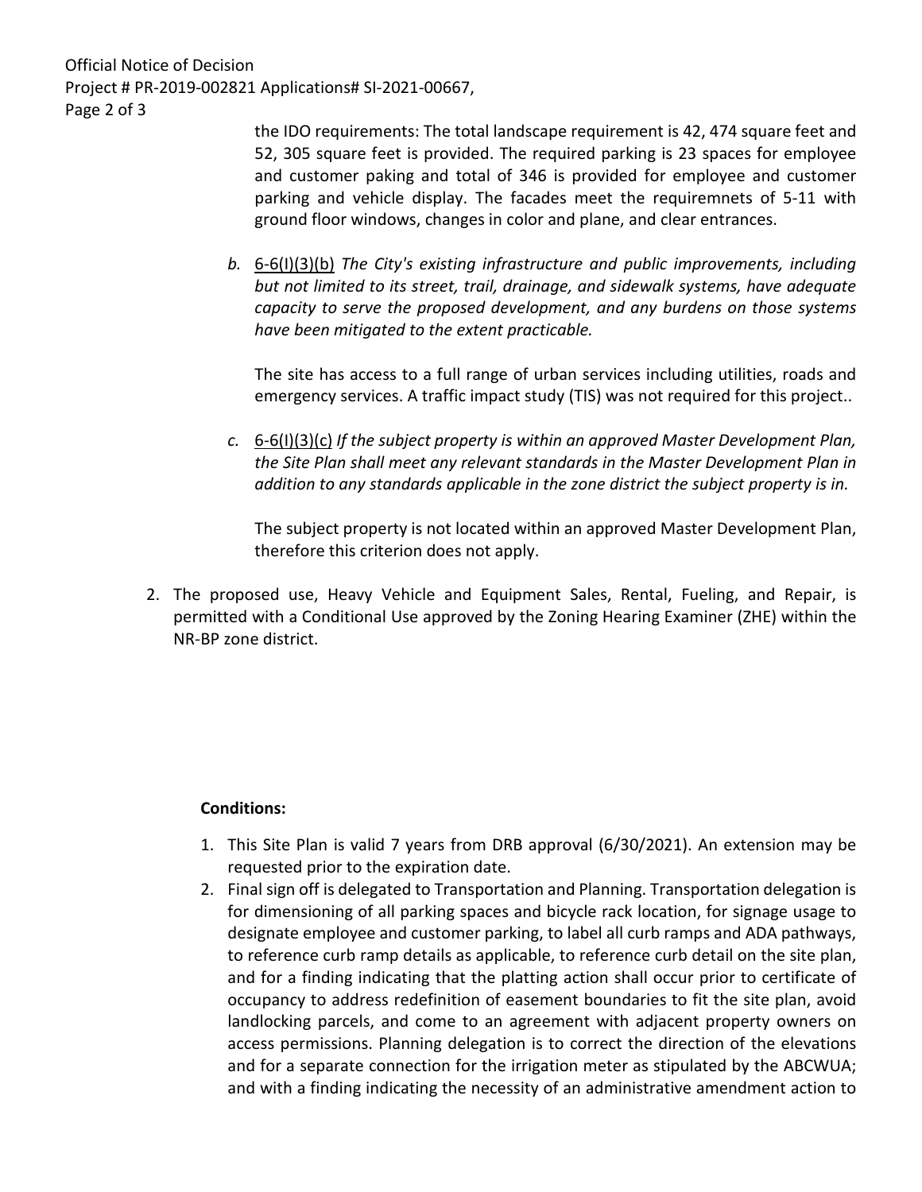the IDO requirements: The total landscape requirement is 42, 474 square feet and 52, 305 square feet is provided. The required parking is 23 spaces for employee and customer paking and total of 346 is provided for employee and customer parking and vehicle display. The facades meet the requiremnets of 5-11 with ground floor windows, changes in color and plane, and clear entrances.

*b.* 6-6(I)(3)(b) *The City's existing infrastructure and public improvements, including but not limited to its street, trail, drainage, and sidewalk systems, have adequate capacity to serve the proposed development, and any burdens on those systems have been mitigated to the extent practicable.*

The site has access to a full range of urban services including utilities, roads and emergency services. A traffic impact study (TIS) was not required for this project..

*c.* 6-6(I)(3)(c) *If the subject property is within an approved Master Development Plan, the Site Plan shall meet any relevant standards in the Master Development Plan in addition to any standards applicable in the zone district the subject property is in.*

The subject property is not located within an approved Master Development Plan, therefore this criterion does not apply.

2. The proposed use, Heavy Vehicle and Equipment Sales, Rental, Fueling, and Repair, is permitted with a Conditional Use approved by the Zoning Hearing Examiner (ZHE) within the NR-BP zone district.

**Conditions:**

1. This Site Plan is valid 7 years from DRB approval (6/30/2021). An extension may be requested prior to the expiration date.
2. Final sign off is delegated to Transportation and Planning. Transportation delegation is for dimensioning of all parking spaces and bicycle rack location, for signage usage to designate employee and customer parking, to label all curb ramps and ADA pathways, to reference curb ramp details as applicable, to reference curb detail on the site plan, and for a finding indicating that the platting action shall occur prior to certificate of occupancy to address redefinition of easement boundaries to fit the site plan, avoid landlocking parcels, and come to an agreement with adjacent property owners on access permissions. Planning delegation is to correct the direction of the elevations and for a separate connection for the irrigation meter as stipulated by the ABCWUA; and with a finding indicating the necessity of an administrative amendment action to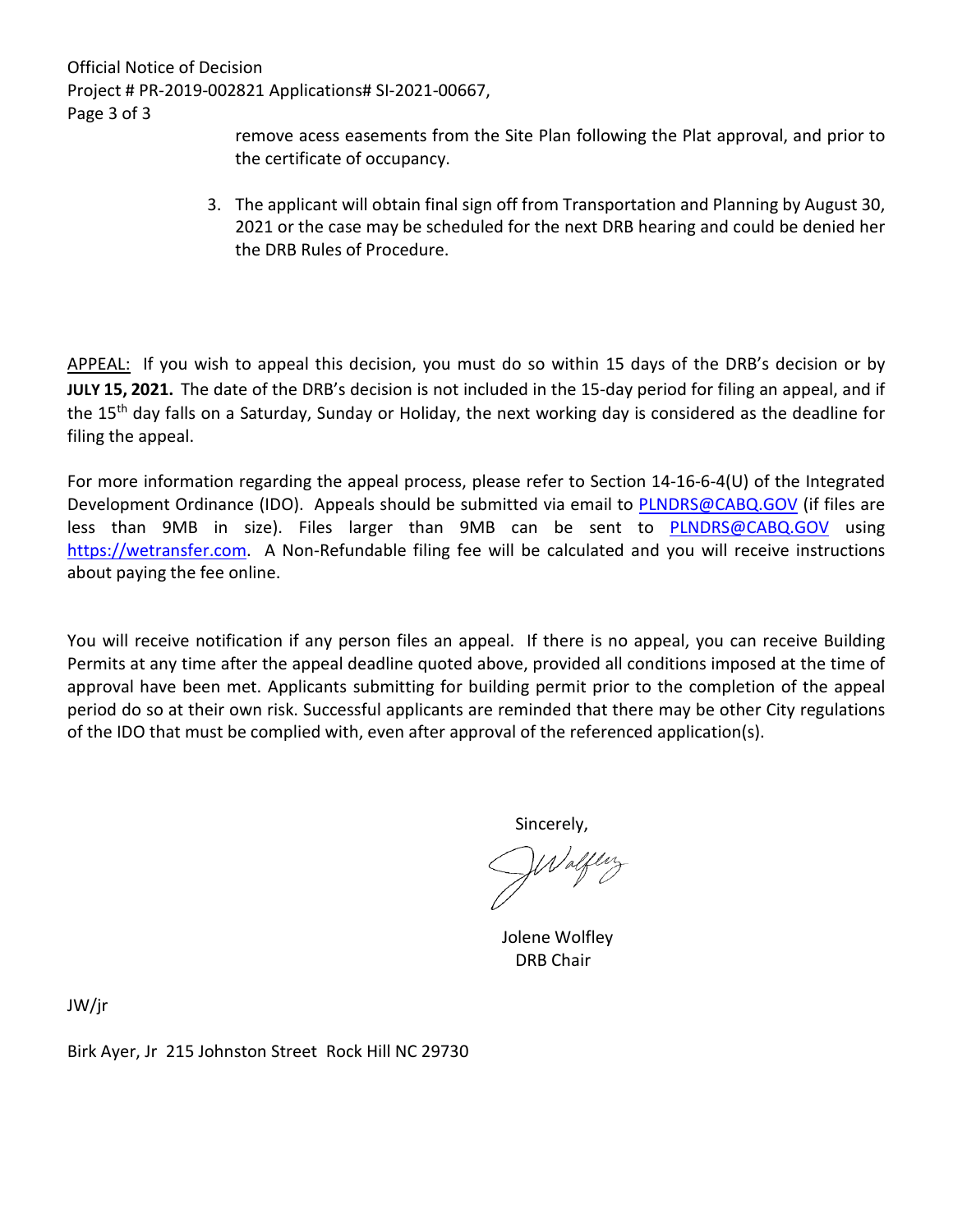remove acess easements from the Site Plan following the Plat approval, and prior to the certificate of occupancy.

3. The applicant will obtain final sign off from Transportation and Planning by August 30, 2021 or the case may be scheduled for the next DRB hearing and could be denied her the DRB Rules of Procedure.

APPEAL: If you wish to appeal this decision, you must do so within 15 days of the DRB's decision or by **JULY 15, 2021.** The date of the DRB's decision is not included in the 15-day period for filing an appeal, and if the 15th day falls on a Saturday, Sunday or Holiday, the next working day is considered as the deadline for filing the appeal.

For more information regarding the appeal process, please refer to Section 14-16-6-4(U) of the Integrated Development Ordinance (IDO). Appeals should be submitted via email to PLNDRS@CABQ.GOV (if files are less than 9MB in size). Files larger than 9MB can be sent to PLNDRS@CABQ.GOV using https://wetransfer.com. A Non-Refundable filing fee will be calculated and you will receive instructions about paying the fee online.

You will receive notification if any person files an appeal. If there is no appeal, you can receive Building Permits at any time after the appeal deadline quoted above, provided all conditions imposed at the time of approval have been met. Applicants submitting for building permit prior to the completion of the appeal period do so at their own risk. Successful applicants are reminded that there may be other City regulations of the IDO that must be complied with, even after approval of the referenced application(s).

Sincerely,

Jolene Wolfley
DRB Chair

JW/jr

Birk Ayer, Jr 215 Johnston Street Rock Hill NC 29730